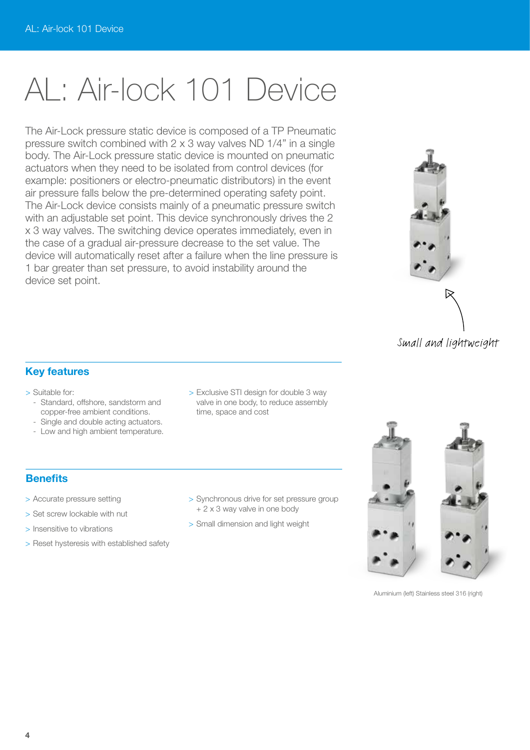# AL: Air-lock 101 Device

The Air-Lock pressure static device is composed of a TP Pneumatic pressure switch combined with 2 x 3 way valves ND 1/4" in a single body. The Air-Lock pressure static device is mounted on pneumatic actuators when they need to be isolated from control devices (for example: positioners or electro-pneumatic distributors) in the event air pressure falls below the pre-determined operating safety point. The Air-Lock device consists mainly of a pneumatic pressure switch with an adjustable set point. This device synchronously drives the 2 x 3 way valves. The switching device operates immediately, even in the case of a gradual air-pressure decrease to the set value. The device will automatically reset after a failure when the line pressure is 1 bar greater than set pressure, to avoid instability around the device set point.

*Small and lightweight*

## Key features

- Suitable for:
  - Standard, offshore, sandstorm and copper-free ambient conditions.
  - Single and double acting actuators.
  - Low and high ambient temperature.
- Exclusive STI design for double 3 way valve in one body, to reduce assembly time, space and cost

## Benefits

- Accurate pressure setting
- Set screw lockable with nut
- Insensitive to vibrations
- Reset hysteresis with established safety
- Synchronous drive for set pressure group + 2 x 3 way valve in one body
- Small dimension and light weight

Aluminium (left) Stainless steel 316 (right)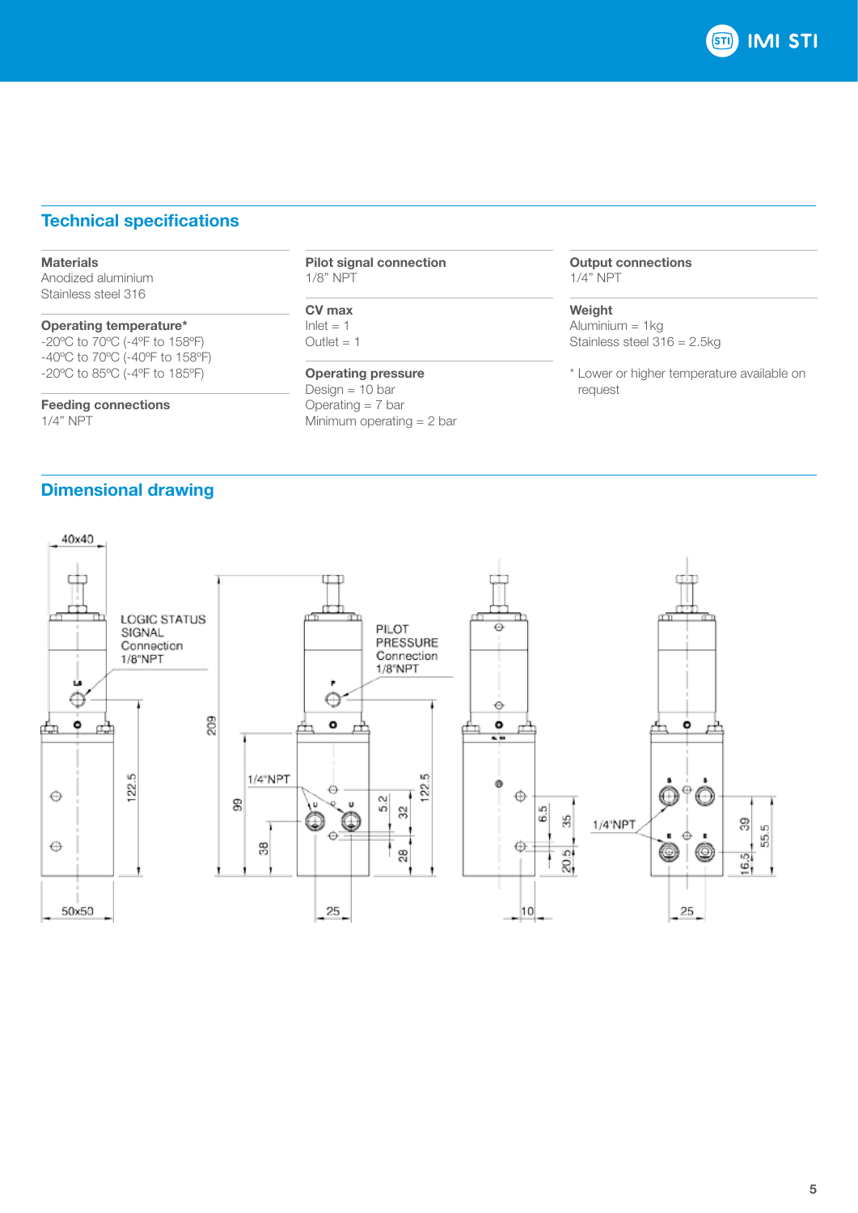## Technical specifications

**Materials**
Anodized aluminium
Stainless steel 316

**Operating temperature***
-20ºC to 70ºC (-4ºF to 158ºF)
-40ºC to 70ºC (-40ºF to 158ºF)
-20ºC to 85ºC (-4ºF to 185ºF)

**Feeding connections**
1/4" NPT

**Pilot signal connection**
1/8" NPT

**CV max**
Inlet = 1
Outlet = 1

**Operating pressure**
Design = 10 bar
Operating = 7 bar
Minimum operating = 2 bar

**Output connections**
1/4" NPT

**Weight**
Aluminium = 1kg
Stainless steel 316 = 2.5kg

* Lower or higher temperature available on request

## Dimensional drawing

40x40
LOGIC STATUS SIGNAL Connection 1/8"NPT
122.5
50x50
209
PILOT PRESSURE Connection 1/8"NPT
1/4"NPT
99
38
5.2
32
28
122.5
25
6.5
35
20.5
10
1/4"NPT
39
55.5
16.5
25